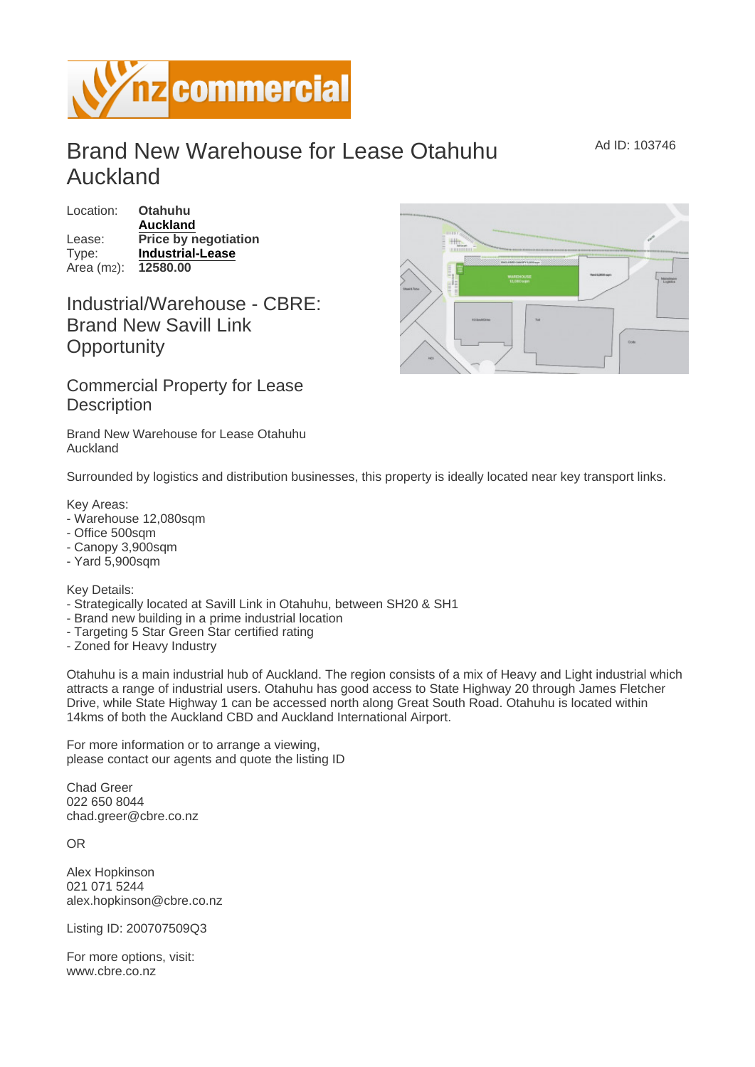# Brand New Warehouse for Lease Otahuhu Auckland

Ad ID: 103746

Location: **Otahuhu**
**Auckland**
Lease: **Price by negotiation**
Type: **Industrial-Lease**
Area ($m^2$): **12580.00**

## Industrial/Warehouse - CBRE: Brand New Savill Link Opportunity

## Commercial Property for Lease Description

Brand New Warehouse for Lease Otahuhu Auckland

Surrounded by logistics and distribution businesses, this property is ideally located near key transport links.

Key Areas:
- Warehouse 12,080sqm
- Office 500sqm
- Canopy 3,900sqm
- Yard 5,900sqm

Key Details:
- Strategically located at Savill Link in Otahuhu, between SH20 & SH1
- Brand new building in a prime industrial location
- Targeting 5 Star Green Star certified rating
- Zoned for Heavy Industry

Otahuhu is a main industrial hub of Auckland. The region consists of a mix of Heavy and Light industrial which attracts a range of industrial users. Otahuhu has good access to State Highway 20 through James Fletcher Drive, while State Highway 1 can be accessed north along Great South Road. Otahuhu is located within 14kms of both the Auckland CBD and Auckland International Airport.

For more information or to arrange a viewing, please contact our agents and quote the listing ID

Chad Greer
022 650 8044
chad.greer@cbre.co.nz

OR

Alex Hopkinson
021 071 5244
alex.hopkinson@cbre.co.nz

Listing ID: 200707509Q3

For more options, visit:
www.cbre.co.nz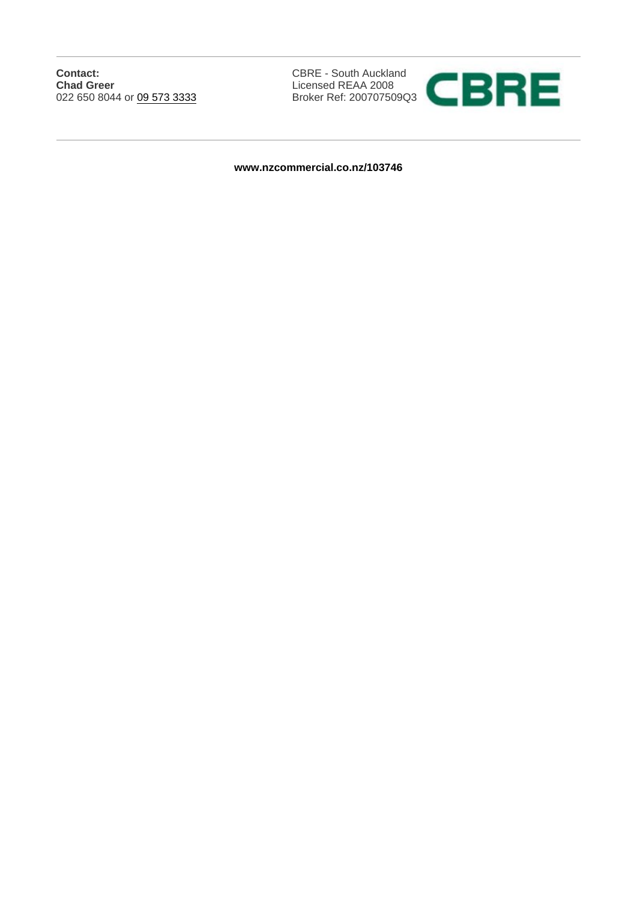**Contact:**
**Chad Greer**
022 650 8044 or 09 573 3333

CBRE - South Auckland
Licensed REAA 2008
Broker Ref: 200707509Q3

**www.nzcommercial.co.nz/103746**